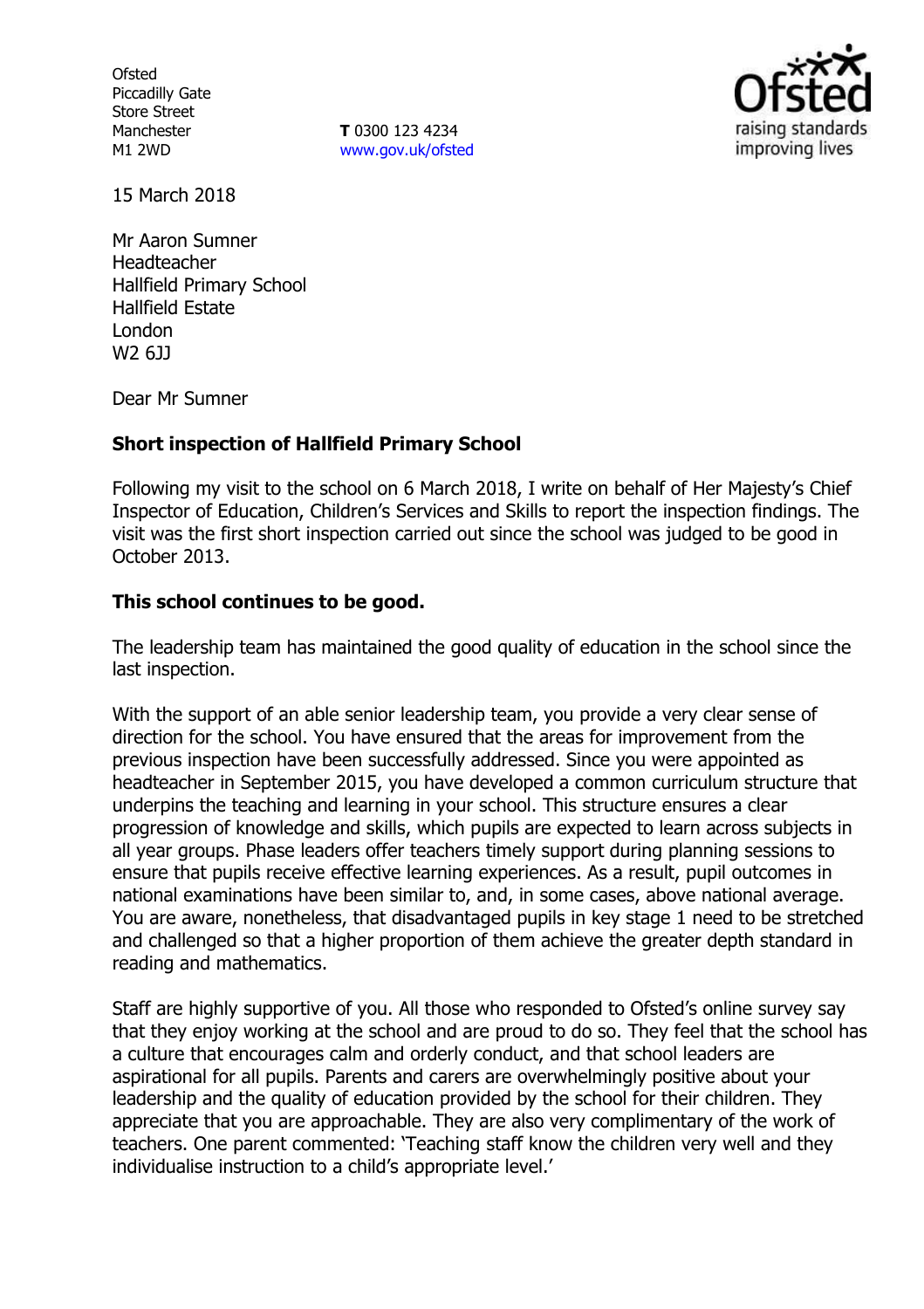Ofsted
Piccadilly Gate
Store Street
Manchester
M1 2WD

**T** 0300 123 4234
www.gov.uk/ofsted

15 March 2018

Mr Aaron Sumner
Headteacher
Hallfield Primary School
Hallfield Estate
London
W2 6JJ

Dear Mr Sumner

**Short inspection of Hallfield Primary School**

Following my visit to the school on 6 March 2018, I write on behalf of Her Majesty's Chief Inspector of Education, Children's Services and Skills to report the inspection findings. The visit was the first short inspection carried out since the school was judged to be good in October 2013.

**This school continues to be good.**

The leadership team has maintained the good quality of education in the school since the last inspection.

With the support of an able senior leadership team, you provide a very clear sense of direction for the school. You have ensured that the areas for improvement from the previous inspection have been successfully addressed. Since you were appointed as headteacher in September 2015, you have developed a common curriculum structure that underpins the teaching and learning in your school. This structure ensures a clear progression of knowledge and skills, which pupils are expected to learn across subjects in all year groups. Phase leaders offer teachers timely support during planning sessions to ensure that pupils receive effective learning experiences. As a result, pupil outcomes in national examinations have been similar to, and, in some cases, above national average. You are aware, nonetheless, that disadvantaged pupils in key stage 1 need to be stretched and challenged so that a higher proportion of them achieve the greater depth standard in reading and mathematics.

Staff are highly supportive of you. All those who responded to Ofsted's online survey say that they enjoy working at the school and are proud to do so. They feel that the school has a culture that encourages calm and orderly conduct, and that school leaders are aspirational for all pupils. Parents and carers are overwhelmingly positive about your leadership and the quality of education provided by the school for their children. They appreciate that you are approachable. They are also very complimentary of the work of teachers. One parent commented: 'Teaching staff know the children very well and they individualise instruction to a child's appropriate level.'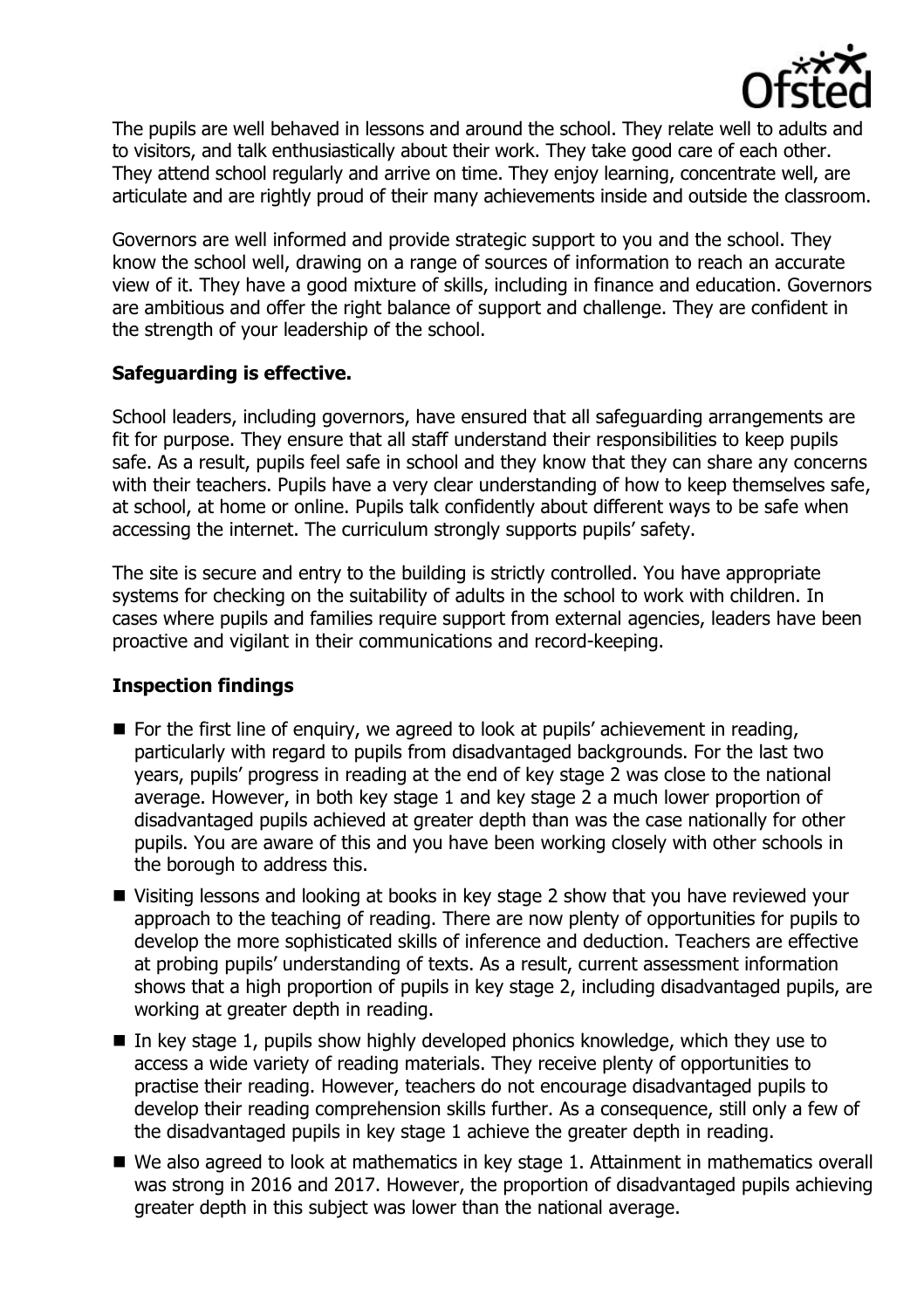The pupils are well behaved in lessons and around the school. They relate well to adults and to visitors, and talk enthusiastically about their work. They take good care of each other. They attend school regularly and arrive on time. They enjoy learning, concentrate well, are articulate and are rightly proud of their many achievements inside and outside the classroom.

Governors are well informed and provide strategic support to you and the school. They know the school well, drawing on a range of sources of information to reach an accurate view of it. They have a good mixture of skills, including in finance and education. Governors are ambitious and offer the right balance of support and challenge. They are confident in the strength of your leadership of the school.

### Safeguarding is effective.

School leaders, including governors, have ensured that all safeguarding arrangements are fit for purpose. They ensure that all staff understand their responsibilities to keep pupils safe. As a result, pupils feel safe in school and they know that they can share any concerns with their teachers. Pupils have a very clear understanding of how to keep themselves safe, at school, at home or online. Pupils talk confidently about different ways to be safe when accessing the internet. The curriculum strongly supports pupils' safety.

The site is secure and entry to the building is strictly controlled. You have appropriate systems for checking on the suitability of adults in the school to work with children. In cases where pupils and families require support from external agencies, leaders have been proactive and vigilant in their communications and record-keeping.

### Inspection findings

- For the first line of enquiry, we agreed to look at pupils' achievement in reading, particularly with regard to pupils from disadvantaged backgrounds. For the last two years, pupils' progress in reading at the end of key stage 2 was close to the national average. However, in both key stage 1 and key stage 2 a much lower proportion of disadvantaged pupils achieved at greater depth than was the case nationally for other pupils. You are aware of this and you have been working closely with other schools in the borough to address this.
- Visiting lessons and looking at books in key stage 2 show that you have reviewed your approach to the teaching of reading. There are now plenty of opportunities for pupils to develop the more sophisticated skills of inference and deduction. Teachers are effective at probing pupils' understanding of texts. As a result, current assessment information shows that a high proportion of pupils in key stage 2, including disadvantaged pupils, are working at greater depth in reading.
- In key stage 1, pupils show highly developed phonics knowledge, which they use to access a wide variety of reading materials. They receive plenty of opportunities to practise their reading. However, teachers do not encourage disadvantaged pupils to develop their reading comprehension skills further. As a consequence, still only a few of the disadvantaged pupils in key stage 1 achieve the greater depth in reading.
- We also agreed to look at mathematics in key stage 1. Attainment in mathematics overall was strong in 2016 and 2017. However, the proportion of disadvantaged pupils achieving greater depth in this subject was lower than the national average.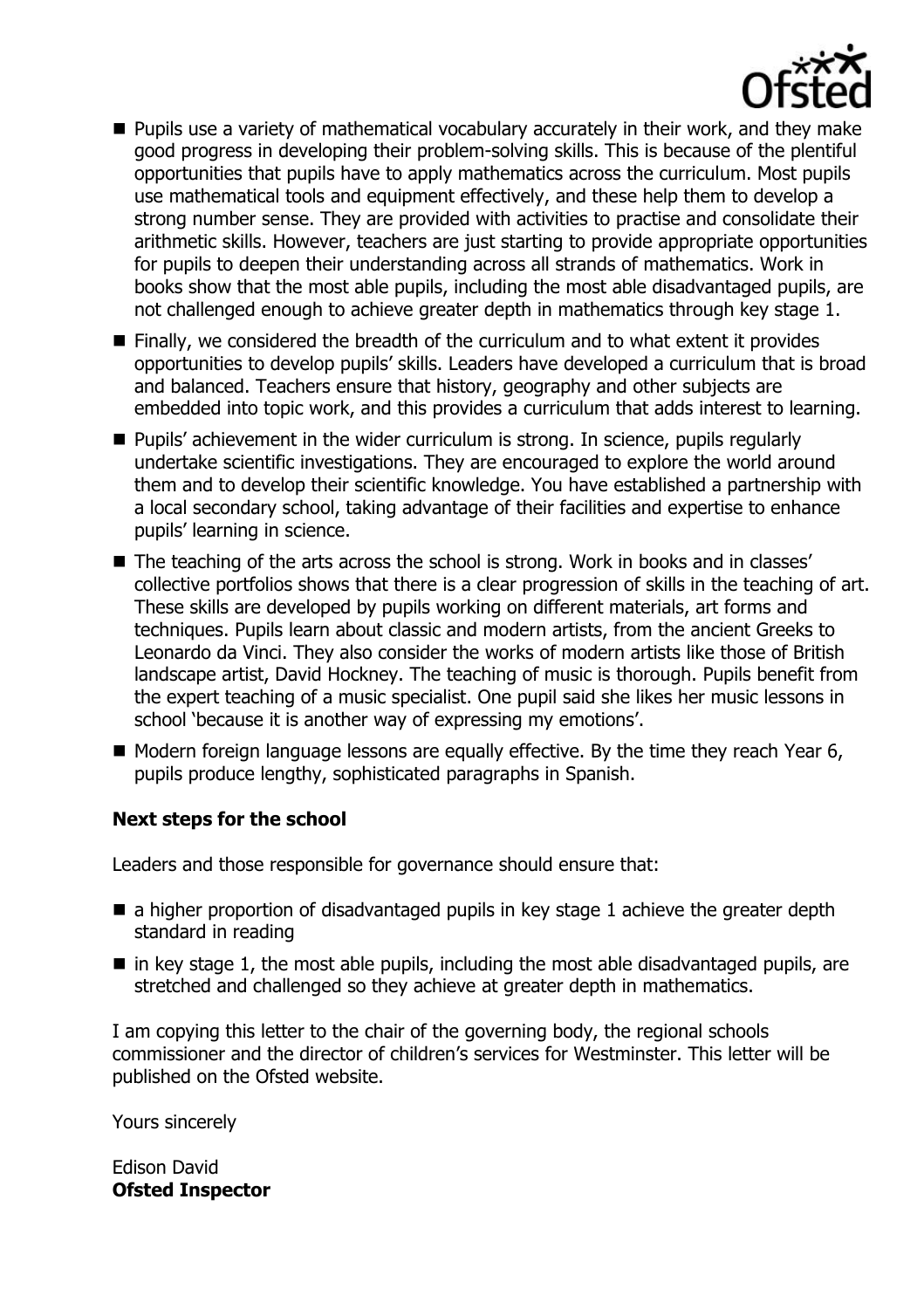- Pupils use a variety of mathematical vocabulary accurately in their work, and they make good progress in developing their problem-solving skills. This is because of the plentiful opportunities that pupils have to apply mathematics across the curriculum. Most pupils use mathematical tools and equipment effectively, and these help them to develop a strong number sense. They are provided with activities to practise and consolidate their arithmetic skills. However, teachers are just starting to provide appropriate opportunities for pupils to deepen their understanding across all strands of mathematics. Work in books show that the most able pupils, including the most able disadvantaged pupils, are not challenged enough to achieve greater depth in mathematics through key stage 1.
- Finally, we considered the breadth of the curriculum and to what extent it provides opportunities to develop pupils' skills. Leaders have developed a curriculum that is broad and balanced. Teachers ensure that history, geography and other subjects are embedded into topic work, and this provides a curriculum that adds interest to learning.
- Pupils' achievement in the wider curriculum is strong. In science, pupils regularly undertake scientific investigations. They are encouraged to explore the world around them and to develop their scientific knowledge. You have established a partnership with a local secondary school, taking advantage of their facilities and expertise to enhance pupils' learning in science.
- The teaching of the arts across the school is strong. Work in books and in classes' collective portfolios shows that there is a clear progression of skills in the teaching of art. These skills are developed by pupils working on different materials, art forms and techniques. Pupils learn about classic and modern artists, from the ancient Greeks to Leonardo da Vinci. They also consider the works of modern artists like those of British landscape artist, David Hockney. The teaching of music is thorough. Pupils benefit from the expert teaching of a music specialist. One pupil said she likes her music lessons in school 'because it is another way of expressing my emotions'.
- Modern foreign language lessons are equally effective. By the time they reach Year 6, pupils produce lengthy, sophisticated paragraphs in Spanish.

### Next steps for the school

Leaders and those responsible for governance should ensure that:

- a higher proportion of disadvantaged pupils in key stage 1 achieve the greater depth standard in reading
- in key stage 1, the most able pupils, including the most able disadvantaged pupils, are stretched and challenged so they achieve at greater depth in mathematics.

I am copying this letter to the chair of the governing body, the regional schools commissioner and the director of children's services for Westminster. This letter will be published on the Ofsted website.

Yours sincerely

Edison David
**Ofsted Inspector**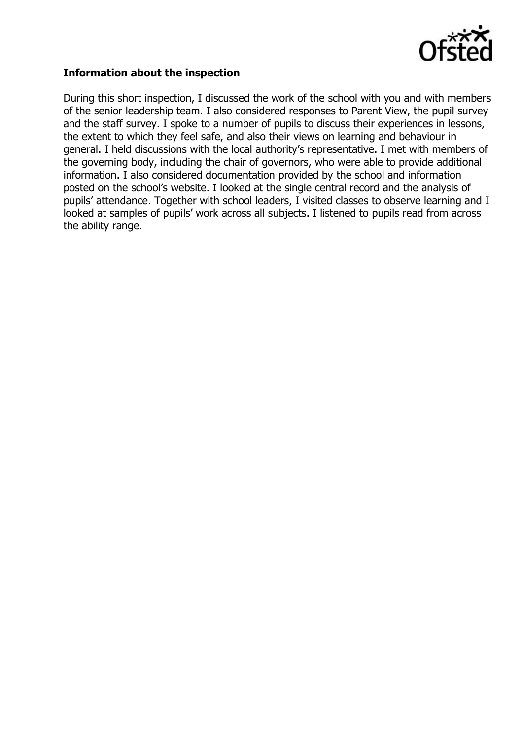**Information about the inspection**

During this short inspection, I discussed the work of the school with you and with members of the senior leadership team. I also considered responses to Parent View, the pupil survey and the staff survey. I spoke to a number of pupils to discuss their experiences in lessons, the extent to which they feel safe, and also their views on learning and behaviour in general. I held discussions with the local authority's representative. I met with members of the governing body, including the chair of governors, who were able to provide additional information. I also considered documentation provided by the school and information posted on the school's website. I looked at the single central record and the analysis of pupils' attendance. Together with school leaders, I visited classes to observe learning and I looked at samples of pupils' work across all subjects. I listened to pupils read from across the ability range.